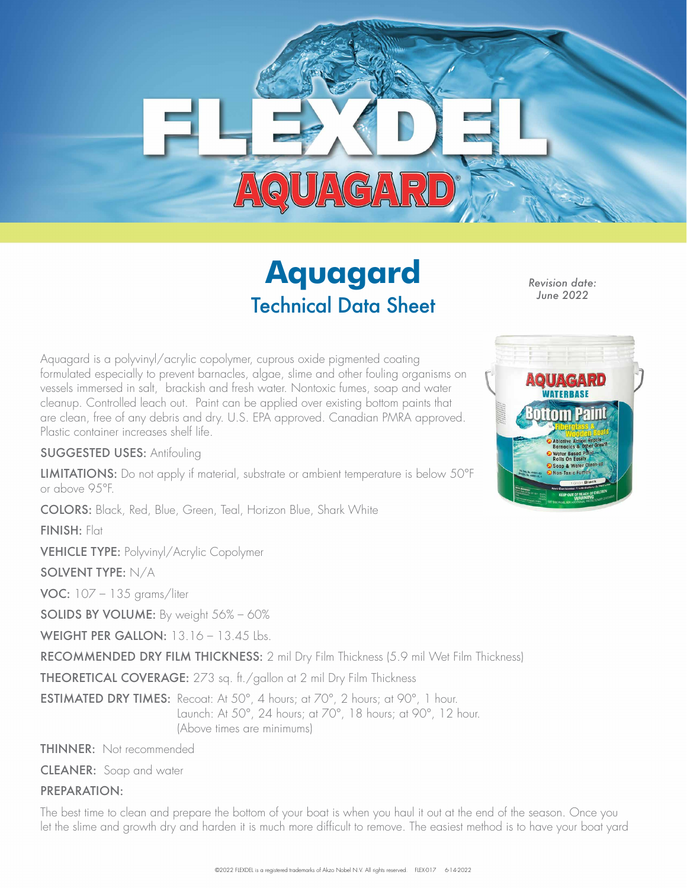# FLEXDEL AQUAGARD®

# Aquagard

## Technical Data Sheet

*Revision date: June 2022*

Aquagard is a polyvinyl/acrylic copolymer, cuprous oxide pigmented coating formulated especially to prevent barnacles, algae, slime and other fouling organisms on vessels immersed in salt, brackish and fresh water. Nontoxic fumes, soap and water cleanup. Controlled leach out. Paint can be applied over existing bottom paints that are clean, free of any debris and dry. U.S. EPA approved. Canadian PMRA approved. Plastic container increases shelf life.

**SUGGESTED USES:** Antifouling

**LIMITATIONS:** Do not apply if material, substrate or ambient temperature is below 50°F or above 95°F.

**COLORS:** Black, Red, Blue, Green, Teal, Horizon Blue, Shark White

**FINISH:** Flat

**VEHICLE TYPE:** Polyvinyl/Acrylic Copolymer

**SOLVENT TYPE:** N/A

**VOC:** 107 – 135 grams/liter

**SOLIDS BY VOLUME:** By weight 56% – 60%

**WEIGHT PER GALLON:** 13.16 – 13.45 lbs.

**RECOMMENDED DRY FILM THICKNESS:** 2 mil Dry Film Thickness (5.9 mil Wet Film Thickness)

**THEORETICAL COVERAGE:** 273 sq. ft./gallon at 2 mil Dry Film Thickness

**ESTIMATED DRY TIMES:** Recoat: At 50°, 4 hours; at 70°, 2 hours; at 90°, 1 hour.
Launch: At 50°, 24 hours; at 70°, 18 hours; at 90°, 12 hour.
(Above times are minimums)

**THINNER:** Not recommended

**CLEANER:** Soap and water

**PREPARATION:**

The best time to clean and prepare the bottom of your boat is when you haul it out at the end of the season. Once you let the slime and growth dry and harden it is much more difficult to remove. The easiest method is to have your boat yard

©2022 FLEXDEL is a registered trademarks of Akzo Nobel N.V. All rights reserved. FLEX-017 6-14-2022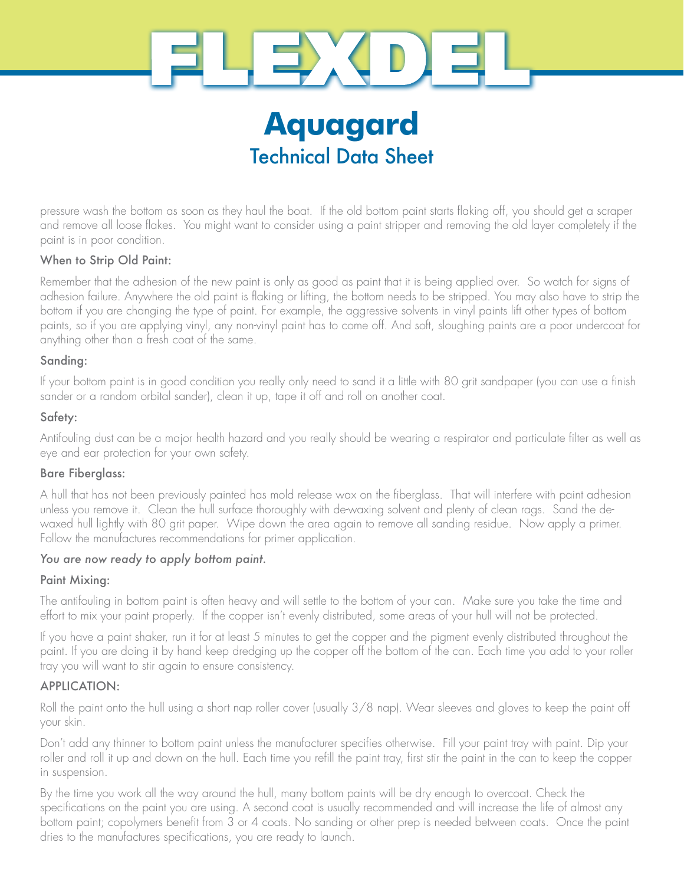# FLEXDEL

## Aquagard

### Technical Data Sheet

pressure wash the bottom as soon as they haul the boat. If the old bottom paint starts flaking off, you should get a scraper and remove all loose flakes. You might want to consider using a paint stripper and removing the old layer completely if the paint is in poor condition.

#### When to Strip Old Paint:

Remember that the adhesion of the new paint is only as good as paint that it is being applied over. So watch for signs of adhesion failure. Anywhere the old paint is flaking or lifting, the bottom needs to be stripped. You may also have to strip the bottom if you are changing the type of paint. For example, the aggressive solvents in vinyl paints lift other types of bottom paints, so if you are applying vinyl, any non-vinyl paint has to come off. And soft, sloughing paints are a poor undercoat for anything other than a fresh coat of the same.

#### Sanding:

If your bottom paint is in good condition you really only need to sand it a little with 80 grit sandpaper (you can use a finish sander or a random orbital sander), clean it up, tape it off and roll on another coat.

#### Safety:

Antifouling dust can be a major health hazard and you really should be wearing a respirator and particulate filter as well as eye and ear protection for your own safety.

#### Bare Fiberglass:

A hull that has not been previously painted has mold release wax on the fiberglass. That will interfere with paint adhesion unless you remove it. Clean the hull surface thoroughly with de-waxing solvent and plenty of clean rags. Sand the de-waxed hull lightly with 80 grit paper. Wipe down the area again to remove all sanding residue. Now apply a primer. Follow the manufactures recommendations for primer application.

*You are now ready to apply bottom paint.*

#### Paint Mixing:

The antifouling in bottom paint is often heavy and will settle to the bottom of your can. Make sure you take the time and effort to mix your paint properly. If the copper isn't evenly distributed, some areas of your hull will not be protected.

If you have a paint shaker, run it for at least 5 minutes to get the copper and the pigment evenly distributed throughout the paint. If you are doing it by hand keep dredging up the copper off the bottom of the can. Each time you add to your roller tray you will want to stir again to ensure consistency.

#### APPLICATION:

Roll the paint onto the hull using a short nap roller cover (usually 3/8 nap). Wear sleeves and gloves to keep the paint off your skin.

Don't add any thinner to bottom paint unless the manufacturer specifies otherwise. Fill your paint tray with paint. Dip your roller and roll it up and down on the hull. Each time you refill the paint tray, first stir the paint in the can to keep the copper in suspension.

By the time you work all the way around the hull, many bottom paints will be dry enough to overcoat. Check the specifications on the paint you are using. A second coat is usually recommended and will increase the life of almost any bottom paint; copolymers benefit from 3 or 4 coats. No sanding or other prep is needed between coats. Once the paint dries to the manufactures specifications, you are ready to launch.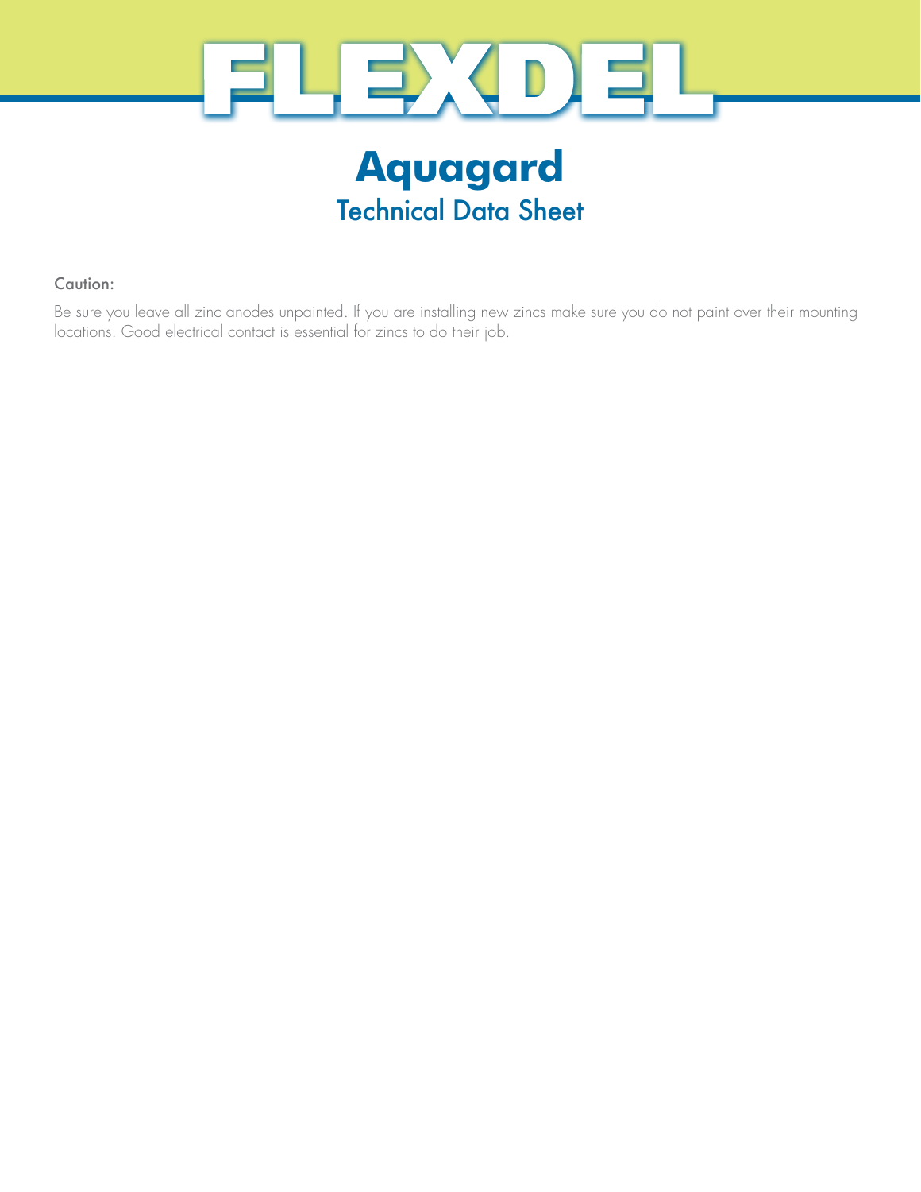# FLEXDEL

## Aquagard

Technical Data Sheet

Caution:

Be sure you leave all zinc anodes unpainted. If you are installing new zincs make sure you do not paint over their mounting locations. Good electrical contact is essential for zincs to do their job.